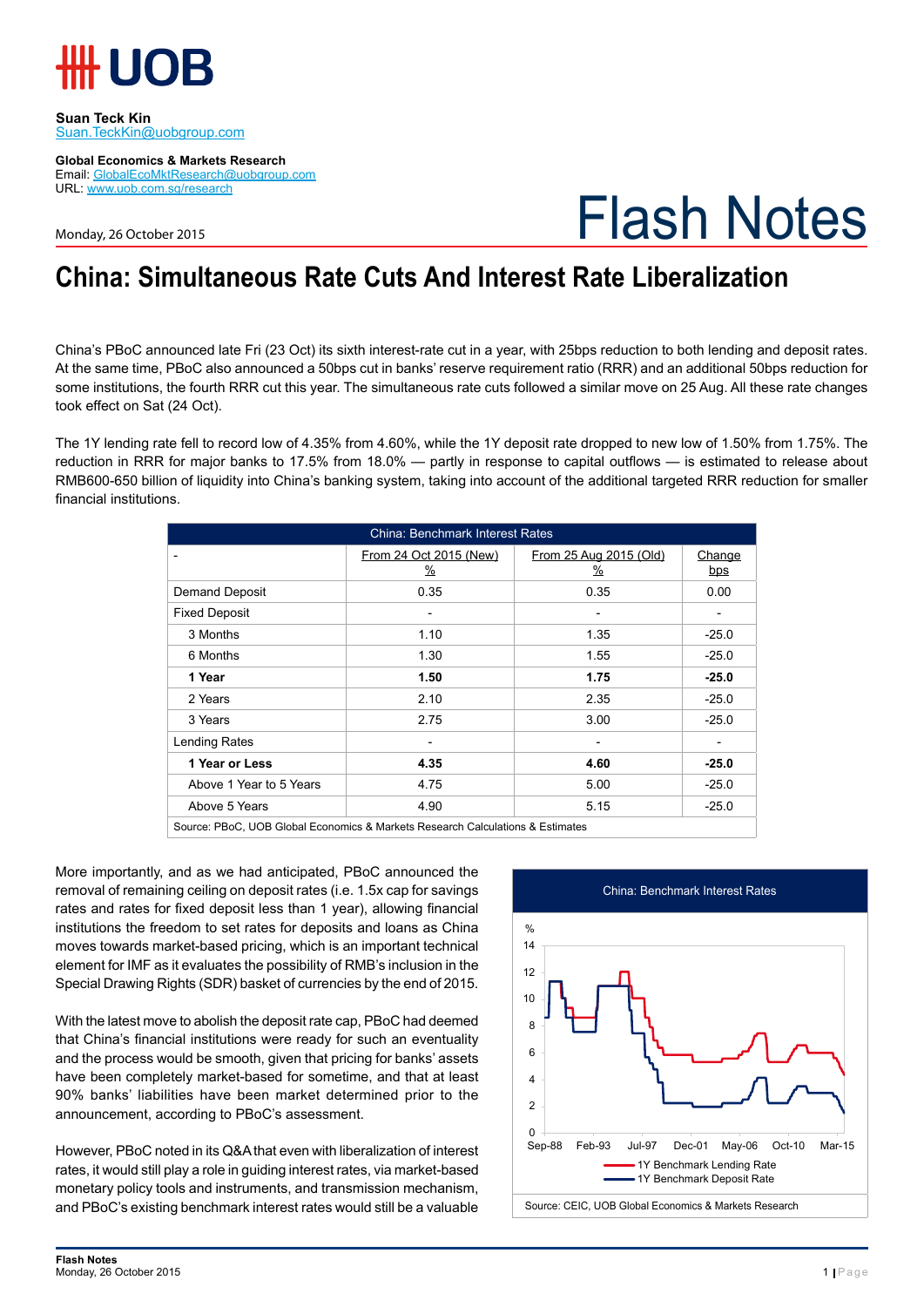Suan Teck Kin
Suan.TeckKin@uobgroup.com

**Global Economics & Markets Research**
Email: GlobalEcoMktResearch@uobgroup.com
URL: www.uob.com.sg/research

Monday, 26 October 2015

# Flash Notes

## China: Simultaneous Rate Cuts And Interest Rate Liberalization

China's PBoC announced late Fri (23 Oct) its sixth interest-rate cut in a year, with 25bps reduction to both lending and deposit rates. At the same time, PBoC also announced a 50bps cut in banks' reserve requirement ratio (RRR) and an additional 50bps reduction for some institutions, the fourth RRR cut this year. The simultaneous rate cuts followed a similar move on 25 Aug. All these rate changes took effect on Sat (24 Oct).

The 1Y lending rate fell to record low of 4.35% from 4.60%, while the 1Y deposit rate dropped to new low of 1.50% from 1.75%. The reduction in RRR for major banks to 17.5% from 18.0% — partly in response to capital outflows — is estimated to release about RMB600-650 billion of liquidity into China's banking system, taking into account of the additional targeted RRR reduction for smaller financial institutions.

China: Benchmark Interest Rates

| - | From 24 Oct 2015 (New) % | From 25 Aug 2015 (Old) % | Change bps |
|---|---|---|---|
| Demand Deposit | 0.35 | 0.35 | 0.00 |
| Fixed Deposit | - | - | - |
| 3 Months | 1.10 | 1.35 | -25.0 |
| 6 Months | 1.30 | 1.55 | -25.0 |
| **1 Year** | **1.50** | **1.75** | **-25.0** |
| 2 Years | 2.10 | 2.35 | -25.0 |
| 3 Years | 2.75 | 3.00 | -25.0 |
| Lending Rates | - | - | - |
| **1 Year or Less** | **4.35** | **4.60** | **-25.0** |
| Above 1 Year to 5 Years | 4.75 | 5.00 | -25.0 |
| Above 5 Years | 4.90 | 5.15 | -25.0 |

Source: PBoC, UOB Global Economics & Markets Research Calculations & Estimates

More importantly, and as we had anticipated, PBoC announced the removal of remaining ceiling on deposit rates (i.e. 1.5x cap for savings rates and rates for fixed deposit less than 1 year), allowing financial institutions the freedom to set rates for deposits and loans as China moves towards market-based pricing, which is an important technical element for IMF as it evaluates the possibility of RMB's inclusion in the Special Drawing Rights (SDR) basket of currencies by the end of 2015.

With the latest move to abolish the deposit rate cap, PBoC had deemed that China's financial institutions were ready for such an eventuality and the process would be smooth, given that pricing for banks' assets have been completely market-based for sometime, and that at least 90% banks' liabilities have been market determined prior to the announcement, according to PBoC's assessment.

However, PBoC noted in its Q&A that even with liberalization of interest rates, it would still play a role in guiding interest rates, via market-based monetary policy tools and instruments, and transmission mechanism, and PBoC's existing benchmark interest rates would still be a valuable

China: Benchmark Interest Rates

Source: CEIC, UOB Global Economics & Markets Research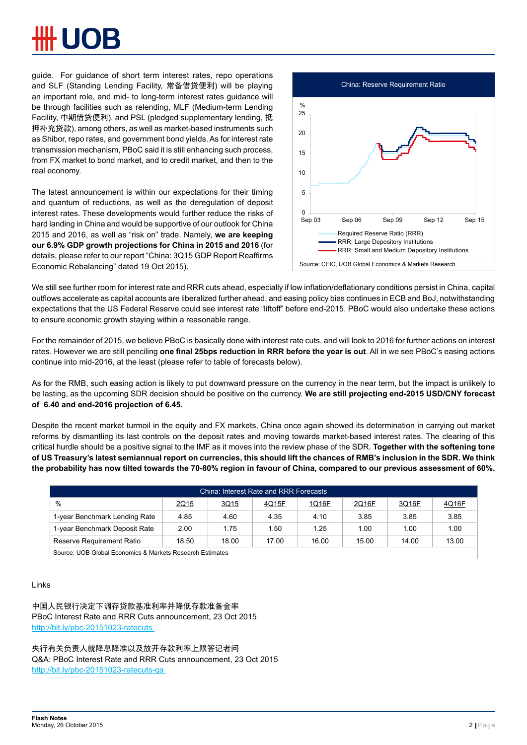guide. For guidance of short term interest rates, repo operations and SLF (Standing Lending Facility, 常备借贷便利) will be playing an important role, and mid- to long-term interest rates guidance will be through facilities such as relending, MLF (Medium-term Lending Facility, 中期借贷便利), and PSL (pledged supplementary lending, 抵押补充贷款), among others, as well as market-based instruments such as Shibor, repo rates, and government bond yields. As for interest rate transmission mechanism, PBoC said it is still enhancing such process, from FX market to bond market, and to credit market, and then to the real economy.

The latest announcement is within our expectations for their timing and quantum of reductions, as well as the deregulation of deposit interest rates. These developments would further reduce the risks of hard landing in China and would be supportive of our outlook for China 2015 and 2016, as well as "risk on" trade. Namely, **we are keeping our 6.9% GDP growth projections for China in 2015 and 2016** (for details, please refer to our report "China: 3Q15 GDP Report Reaffirms Economic Rebalancing" dated 19 Oct 2015).

China: Reserve Requirement Ratio

Source: CEIC, UOB Global Economics & Markets Research

We still see further room for interest rate and RRR cuts ahead, especially if low inflation/deflationary conditions persist in China, capital outflows accelerate as capital accounts are liberalized further ahead, and easing policy bias continues in ECB and BoJ, notwithstanding expectations that the US Federal Reserve could see interest rate "liftoff" before end-2015. PBoC would also undertake these actions to ensure economic growth staying within a reasonable range.

For the remainder of 2015, we believe PBoC is basically done with interest rate cuts, and will look to 2016 for further actions on interest rates. However we are still penciling **one final 25bps reduction in RRR before the year is out**. All in we see PBoC's easing actions continue into mid-2016, at the least (please refer to table of forecasts below).

As for the RMB, such easing action is likely to put downward pressure on the currency in the near term, but the impact is unlikely to be lasting, as the upcoming SDR decision should be positive on the currency. **We are still projecting end-2015 USD/CNY forecast of 6.40 and end-2016 projection of 6.45.**

Despite the recent market turmoil in the equity and FX markets, China once again showed its determination in carrying out market reforms by dismantling its last controls on the deposit rates and moving towards market-based interest rates. The clearing of this critical hurdle should be a positive signal to the IMF as it moves into the review phase of the SDR. **Together with the softening tone of US Treasury's latest semiannual report on currencies, this should lift the chances of RMB's inclusion in the SDR. We think the probability has now tilted towards the 70-80% region in favour of China, compared to our previous assessment of 60%.**

China: Interest Rate and RRR Forecasts

| % | 2Q15 | 3Q15 | 4Q15F | 1Q16F | 2Q16F | 3Q16F | 4Q16F |
|---|---|---|---|---|---|---|---|
| 1-year Benchmark Lending Rate | 4.85 | 4.60 | 4.35 | 4.10 | 3.85 | 3.85 | 3.85 |
| 1-year Benchmark Deposit Rate | 2.00 | 1.75 | 1.50 | 1.25 | 1.00 | 1.00 | 1.00 |
| Reserve Requirement Ratio | 18.50 | 18.00 | 17.00 | 16.00 | 15.00 | 14.00 | 13.00 |

Source: UOB Global Economics & Markets Research Estimates

Links

中国人民银行决定下调存贷款基准利率并降低存款准备金率
PBoC Interest Rate and RRR Cuts announcement, 23 Oct 2015
http://bit.ly/pbc-20151023-ratecuts

央行有关负责人就降息降准以及放开存款利率上限答记者问
Q&A: PBoC Interest Rate and RRR Cuts announcement, 23 Oct 2015
http://bit.ly/pbc-20151023-ratecuts-qa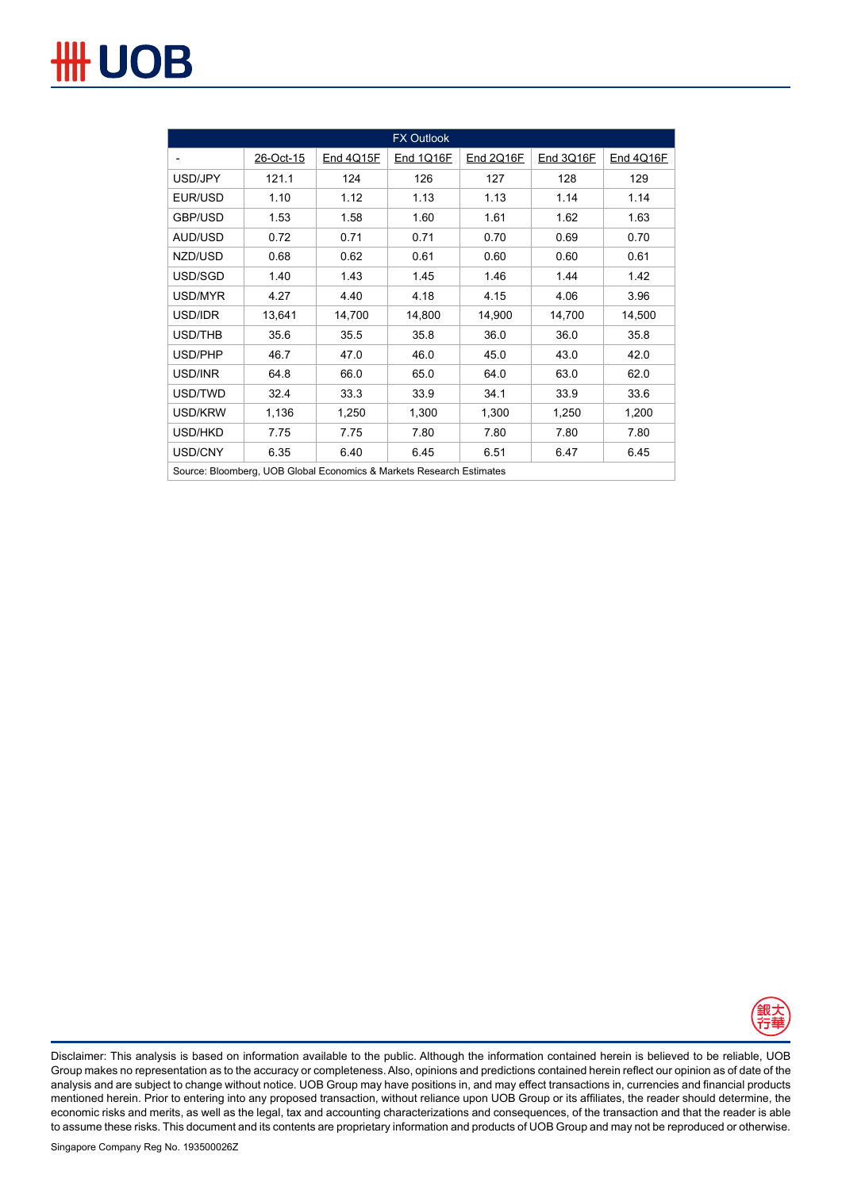| FX Outlook | | | | | |
|---|---|---|---|---|---|
| - | 26-Oct-15 | End 4Q15F | End 1Q16F | End 2Q16F | End 3Q16F | End 4Q16F |
| USD/JPY | 121.1 | 124 | 126 | 127 | 128 | 129 |
| EUR/USD | 1.10 | 1.12 | 1.13 | 1.13 | 1.14 | 1.14 |
| GBP/USD | 1.53 | 1.58 | 1.60 | 1.61 | 1.62 | 1.63 |
| AUD/USD | 0.72 | 0.71 | 0.71 | 0.70 | 0.69 | 0.70 |
| NZD/USD | 0.68 | 0.62 | 0.61 | 0.60 | 0.60 | 0.61 |
| USD/SGD | 1.40 | 1.43 | 1.45 | 1.46 | 1.44 | 1.42 |
| USD/MYR | 4.27 | 4.40 | 4.18 | 4.15 | 4.06 | 3.96 |
| USD/IDR | 13,641 | 14,700 | 14,800 | 14,900 | 14,700 | 14,500 |
| USD/THB | 35.6 | 35.5 | 35.8 | 36.0 | 36.0 | 35.8 |
| USD/PHP | 46.7 | 47.0 | 46.0 | 45.0 | 43.0 | 42.0 |
| USD/INR | 64.8 | 66.0 | 65.0 | 64.0 | 63.0 | 62.0 |
| USD/TWD | 32.4 | 33.3 | 33.9 | 34.1 | 33.9 | 33.6 |
| USD/KRW | 1,136 | 1,250 | 1,300 | 1,300 | 1,250 | 1,200 |
| USD/HKD | 7.75 | 7.75 | 7.80 | 7.80 | 7.80 | 7.80 |
| USD/CNY | 6.35 | 6.40 | 6.45 | 6.51 | 6.47 | 6.45 |

Source: Bloomberg, UOB Global Economics & Markets Research Estimates

Disclaimer: This analysis is based on information available to the public. Although the information contained herein is believed to be reliable, UOB Group makes no representation as to the accuracy or completeness. Also, opinions and predictions contained herein reflect our opinion as of date of the analysis and are subject to change without notice. UOB Group may have positions in, and may effect transactions in, currencies and financial products mentioned herein. Prior to entering into any proposed transaction, without reliance upon UOB Group or its affiliates, the reader should determine, the economic risks and merits, as well as the legal, tax and accounting characterizations and consequences, of the transaction and that the reader is able to assume these risks. This document and its contents are proprietary information and products of UOB Group and may not be reproduced or otherwise.

Singapore Company Reg No. 193500026Z